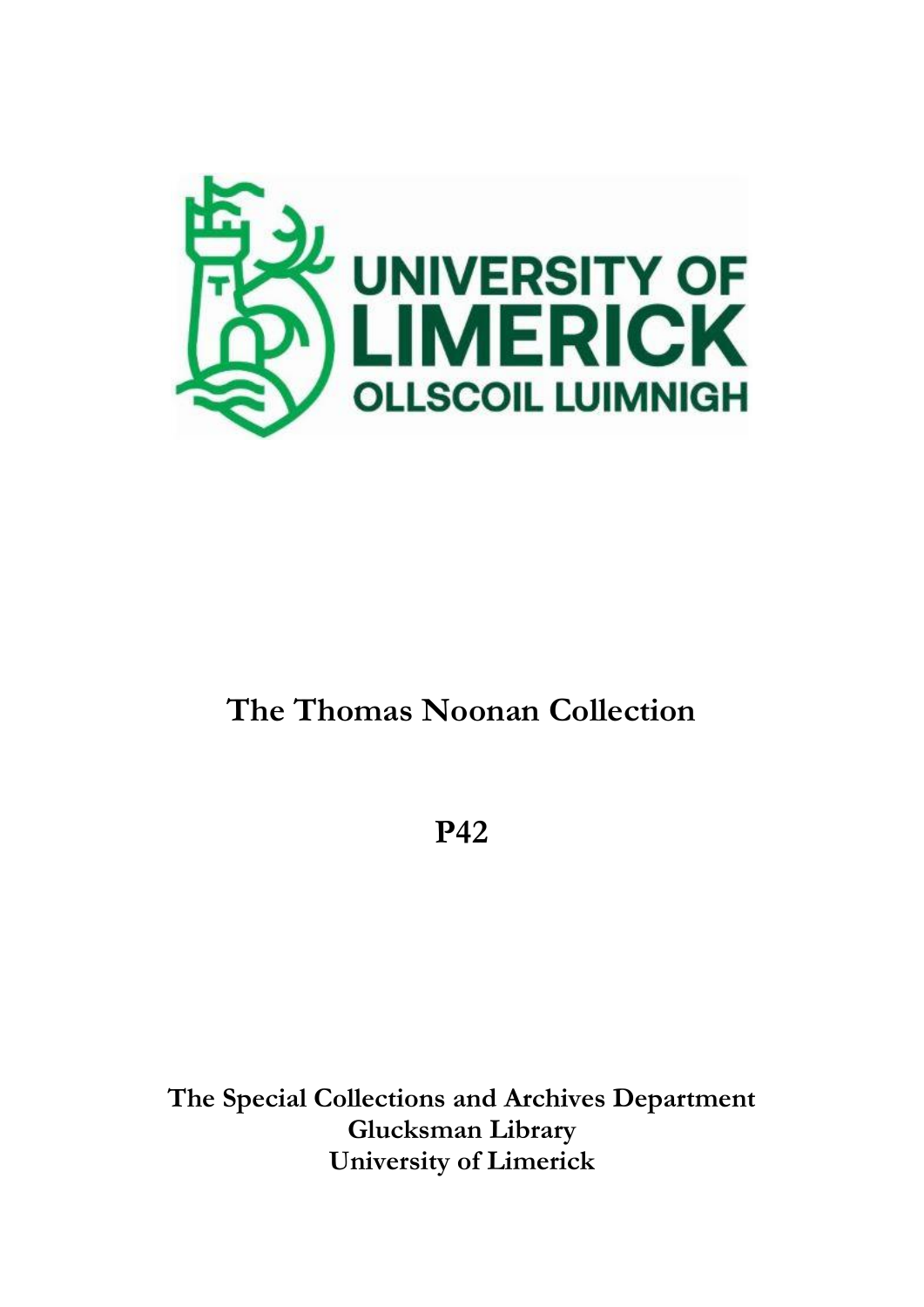UNIVERSITY OF LIMERICK
OLLSCOIL LUIMNIGH

# The Thomas Noonan Collection

# P42

**The Special Collections and Archives Department**
**Glucksman Library**
**University of Limerick**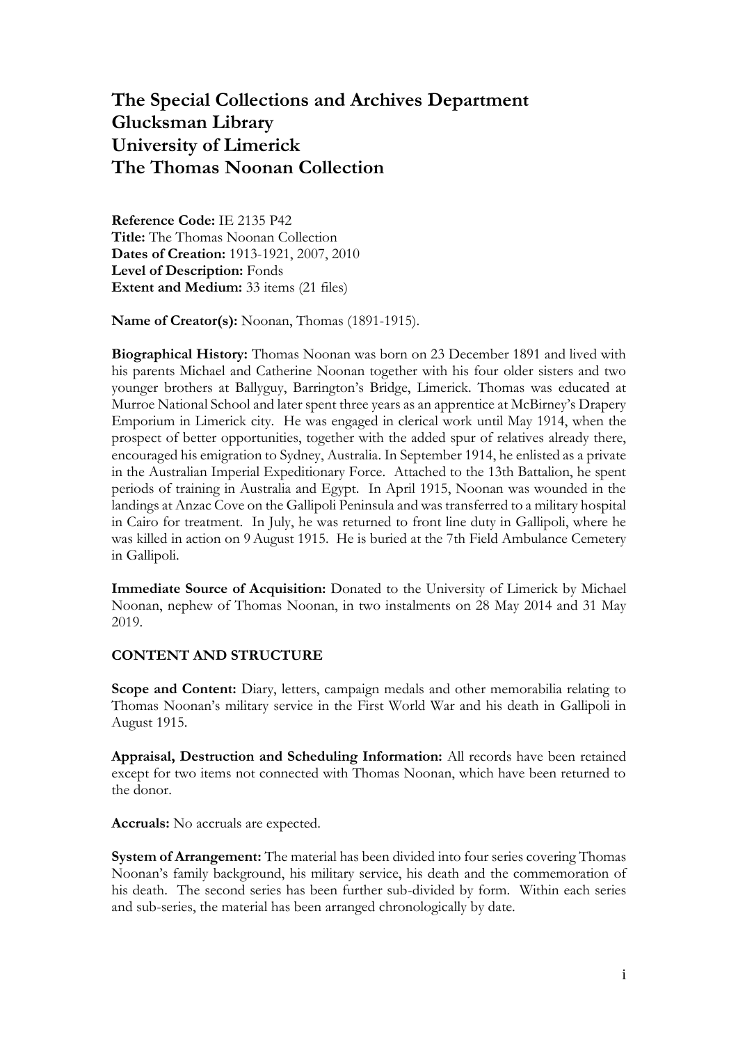# The Special Collections and Archives Department
# Glucksman Library
# University of Limerick
# The Thomas Noonan Collection

**Reference Code:** IE 2135 P42
**Title:** The Thomas Noonan Collection
**Dates of Creation:** 1913-1921, 2007, 2010
**Level of Description:** Fonds
**Extent and Medium:** 33 items (21 files)

**Name of Creator(s):** Noonan, Thomas (1891-1915).

**Biographical History:** Thomas Noonan was born on 23 December 1891 and lived with his parents Michael and Catherine Noonan together with his four older sisters and two younger brothers at Ballyguy, Barrington's Bridge, Limerick. Thomas was educated at Murroe National School and later spent three years as an apprentice at McBirney's Drapery Emporium in Limerick city. He was engaged in clerical work until May 1914, when the prospect of better opportunities, together with the added spur of relatives already there, encouraged his emigration to Sydney, Australia. In September 1914, he enlisted as a private in the Australian Imperial Expeditionary Force. Attached to the 13th Battalion, he spent periods of training in Australia and Egypt. In April 1915, Noonan was wounded in the landings at Anzac Cove on the Gallipoli Peninsula and was transferred to a military hospital in Cairo for treatment. In July, he was returned to front line duty in Gallipoli, where he was killed in action on 9 August 1915. He is buried at the 7th Field Ambulance Cemetery in Gallipoli.

**Immediate Source of Acquisition:** Donated to the University of Limerick by Michael Noonan, nephew of Thomas Noonan, in two instalments on 28 May 2014 and 31 May 2019.

## CONTENT AND STRUCTURE

**Scope and Content:** Diary, letters, campaign medals and other memorabilia relating to Thomas Noonan's military service in the First World War and his death in Gallipoli in August 1915.

**Appraisal, Destruction and Scheduling Information:** All records have been retained except for two items not connected with Thomas Noonan, which have been returned to the donor.

**Accruals:** No accruals are expected.

**System of Arrangement:** The material has been divided into four series covering Thomas Noonan's family background, his military service, his death and the commemoration of his death. The second series has been further sub-divided by form. Within each series and sub-series, the material has been arranged chronologically by date.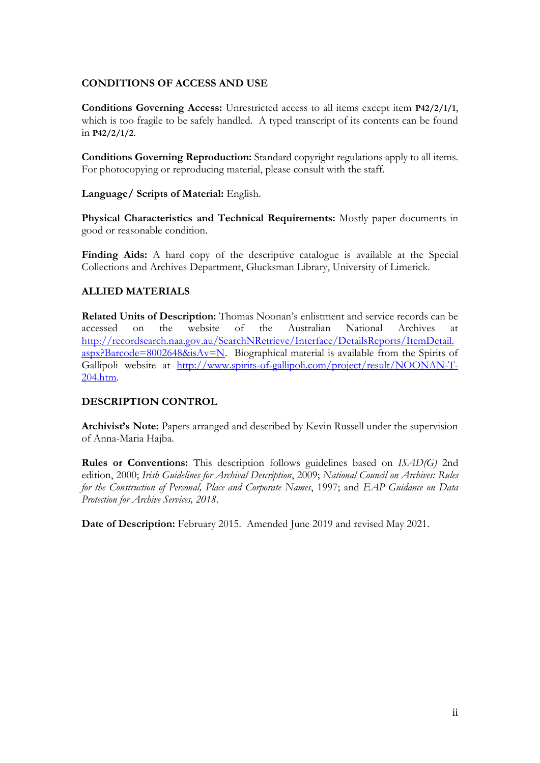## CONDITIONS OF ACCESS AND USE

**Conditions Governing Access:** Unrestricted access to all items except item **P42/2/1/1**, which is too fragile to be safely handled. A typed transcript of its contents can be found in **P42/2/1/2**.

**Conditions Governing Reproduction:** Standard copyright regulations apply to all items. For photocopying or reproducing material, please consult with the staff.

**Language/ Scripts of Material:** English.

**Physical Characteristics and Technical Requirements:** Mostly paper documents in good or reasonable condition.

**Finding Aids:** A hard copy of the descriptive catalogue is available at the Special Collections and Archives Department, Glucksman Library, University of Limerick.

## ALLIED MATERIALS

**Related Units of Description:** Thomas Noonan's enlistment and service records can be accessed on the website of the Australian National Archives at http://recordsearch.naa.gov.au/SearchNRetrieve/Interface/DetailsReports/ItemDetail.aspx?Barcode=8002648&isAv=N. Biographical material is available from the Spirits of Gallipoli website at http://www.spirits-of-gallipoli.com/project/result/NOONAN-T-204.htm.

## DESCRIPTION CONTROL

**Archivist's Note:** Papers arranged and described by Kevin Russell under the supervision of Anna-Maria Hajba.

**Rules or Conventions:** This description follows guidelines based on *ISAD(G)* 2nd edition, 2000; *Irish Guidelines for Archival Description*, 2009; *National Council on Archives: Rules for the Construction of Personal, Place and Corporate Names*, 1997; and *EAP Guidance on Data Protection for Archive Services, 2018*.

**Date of Description:** February 2015. Amended June 2019 and revised May 2021.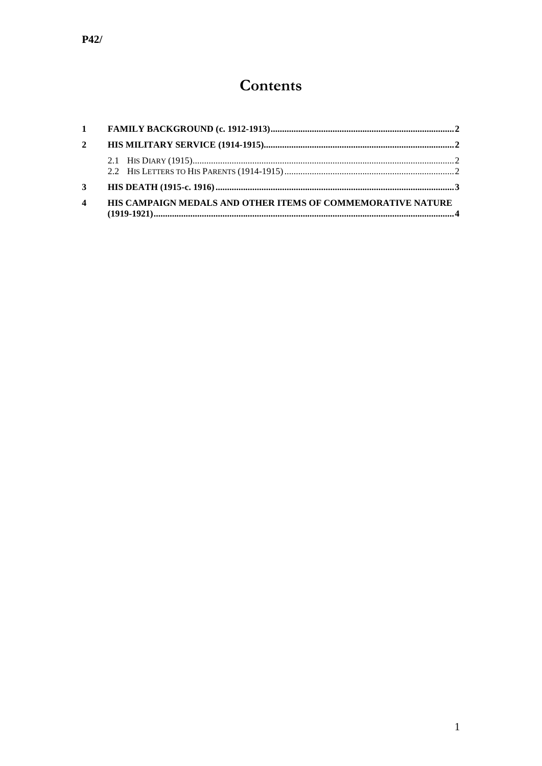P42/

# Contents

1 FAMILY BACKGROUND (c. 1912-1913) ........ 2

2 HIS MILITARY SERVICE (1914-1915) ........ 2

- 2.1 HIS DIARY (1915) ........ 2
- 2.2 HIS LETTERS TO HIS PARENTS (1914-1915) ........ 2

3 HIS DEATH (1915-c. 1916) ........ 3

4 HIS CAMPAIGN MEDALS AND OTHER ITEMS OF COMMEMORATIVE NATURE (1919-1921) ........ 4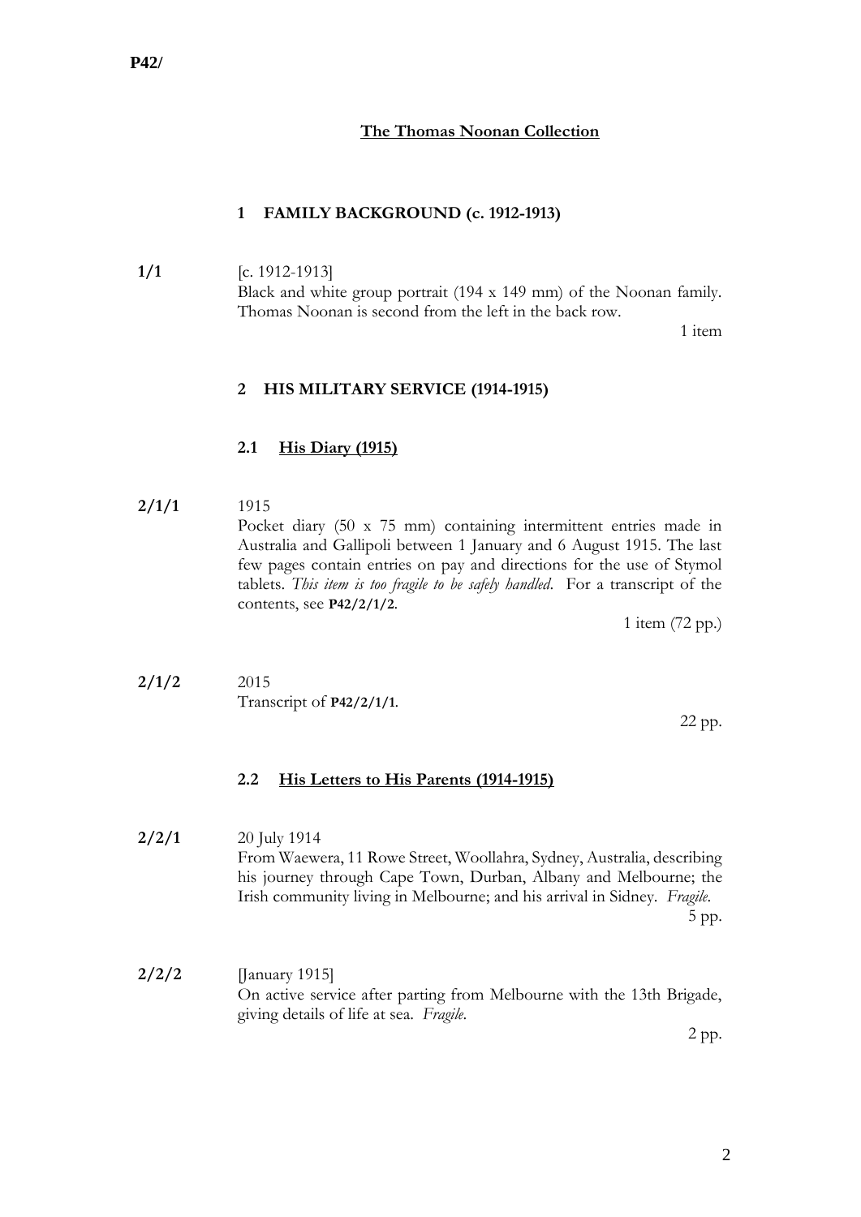**P42/**

## The Thomas Noonan Collection

### 1 FAMILY BACKGROUND (c. 1912-1913)

**1/1** [c. 1912-1913]
Black and white group portrait (194 x 149 mm) of the Noonan family. Thomas Noonan is second from the left in the back row.
1 item

### 2 HIS MILITARY SERVICE (1914-1915)

#### 2.1 His Diary (1915)

**2/1/1** 1915
Pocket diary (50 x 75 mm) containing intermittent entries made in Australia and Gallipoli between 1 January and 6 August 1915. The last few pages contain entries on pay and directions for the use of Stymol tablets. *This item is too fragile to be safely handled*. For a transcript of the contents, see **P42/2/1/2**.
1 item (72 pp.)

**2/1/2** 2015
Transcript of **P42/2/1/1**.
22 pp.

#### 2.2 His Letters to His Parents (1914-1915)

**2/2/1** 20 July 1914
From Waewera, 11 Rowe Street, Woollahra, Sydney, Australia, describing his journey through Cape Town, Durban, Albany and Melbourne; the Irish community living in Melbourne; and his arrival in Sidney. *Fragile*.
5 pp.

**2/2/2** [January 1915]
On active service after parting from Melbourne with the 13th Brigade, giving details of life at sea. *Fragile*.
2 pp.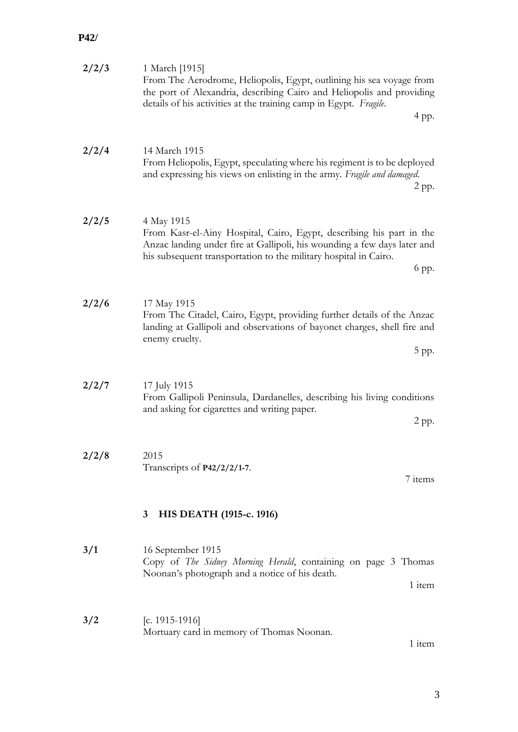**P42/**

**2/2/3** 1 March [1915]
From The Aerodrome, Heliopolis, Egypt, outlining his sea voyage from the port of Alexandria, describing Cairo and Heliopolis and providing details of his activities at the training camp in Egypt. *Fragile*.

4 pp.

**2/2/4** 14 March 1915
From Heliopolis, Egypt, speculating where his regiment is to be deployed and expressing his views on enlisting in the army. *Fragile and damaged*.

2 pp.

**2/2/5** 4 May 1915
From Kasr-el-Ainy Hospital, Cairo, Egypt, describing his part in the Anzac landing under fire at Gallipoli, his wounding a few days later and his subsequent transportation to the military hospital in Cairo.

6 pp.

**2/2/6** 17 May 1915
From The Citadel, Cairo, Egypt, providing further details of the Anzac landing at Gallipoli and observations of bayonet charges, shell fire and enemy cruelty.

5 pp.

**2/2/7** 17 July 1915
From Gallipoli Peninsula, Dardanelles, describing his living conditions and asking for cigarettes and writing paper.

2 pp.

**2/2/8** 2015
Transcripts of **P42/2/2/1-7**.

7 items

## 3 HIS DEATH (1915-c. 1916)

**3/1** 16 September 1915
Copy of *The Sidney Morning Herald*, containing on page 3 Thomas Noonan's photograph and a notice of his death.

1 item

**3/2** [c. 1915-1916]
Mortuary card in memory of Thomas Noonan.

1 item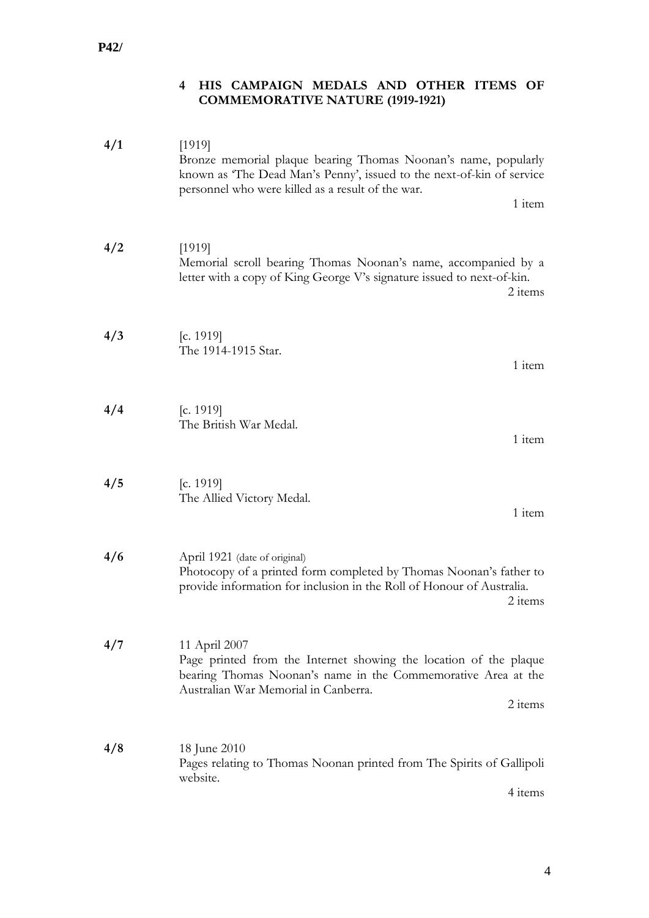**P42/**

## 4 HIS CAMPAIGN MEDALS AND OTHER ITEMS OF COMMEMORATIVE NATURE (1919-1921)

**4/1** [1919]
Bronze memorial plaque bearing Thomas Noonan's name, popularly known as 'The Dead Man's Penny', issued to the next-of-kin of service personnel who were killed as a result of the war.
1 item

**4/2** [1919]
Memorial scroll bearing Thomas Noonan's name, accompanied by a letter with a copy of King George V's signature issued to next-of-kin.
2 items

**4/3** [c. 1919]
The 1914-1915 Star.
1 item

**4/4** [c. 1919]
The British War Medal.
1 item

**4/5** [c. 1919]
The Allied Victory Medal.
1 item

**4/6** April 1921 (date of original)
Photocopy of a printed form completed by Thomas Noonan's father to provide information for inclusion in the Roll of Honour of Australia.
2 items

**4/7** 11 April 2007
Page printed from the Internet showing the location of the plaque bearing Thomas Noonan's name in the Commemorative Area at the Australian War Memorial in Canberra.
2 items

**4/8** 18 June 2010
Pages relating to Thomas Noonan printed from The Spirits of Gallipoli website.
4 items